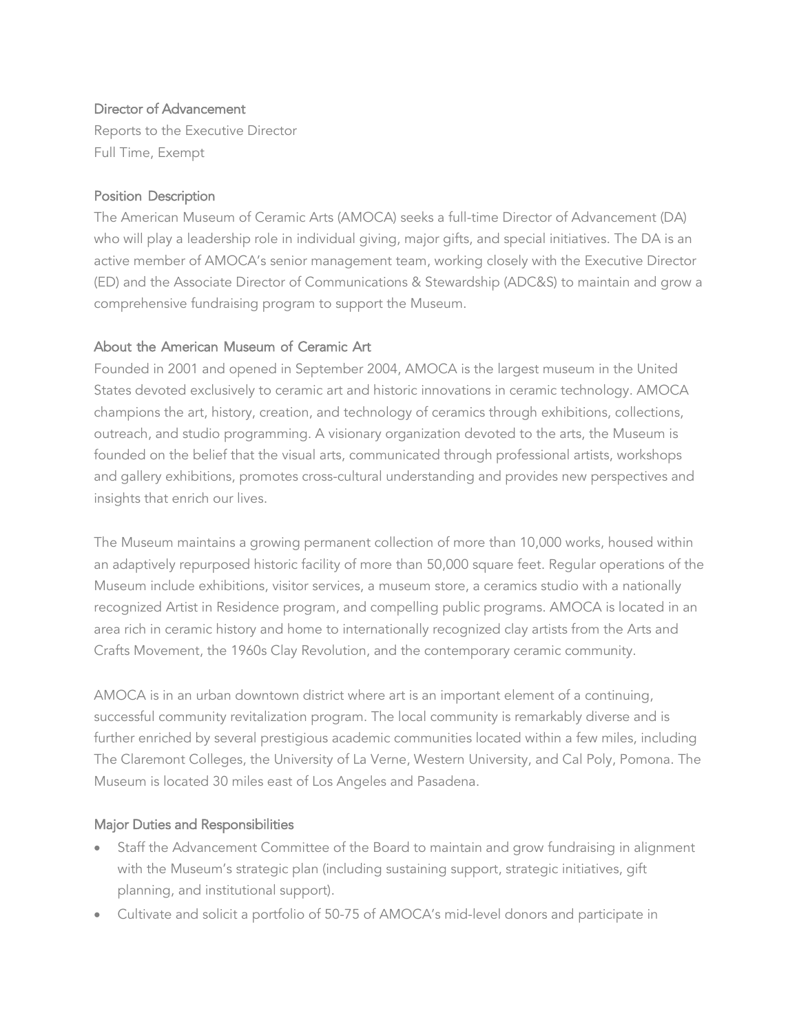## Director of Advancement

Reports to the Executive Director
Full Time, Exempt

### Position Description

The American Museum of Ceramic Arts (AMOCA) seeks a full-time Director of Advancement (DA) who will play a leadership role in individual giving, major gifts, and special initiatives. The DA is an active member of AMOCA's senior management team, working closely with the Executive Director (ED) and the Associate Director of Communications & Stewardship (ADC&S) to maintain and grow a comprehensive fundraising program to support the Museum.

### About the American Museum of Ceramic Art

Founded in 2001 and opened in September 2004, AMOCA is the largest museum in the United States devoted exclusively to ceramic art and historic innovations in ceramic technology. AMOCA champions the art, history, creation, and technology of ceramics through exhibitions, collections, outreach, and studio programming. A visionary organization devoted to the arts, the Museum is founded on the belief that the visual arts, communicated through professional artists, workshops and gallery exhibitions, promotes cross-cultural understanding and provides new perspectives and insights that enrich our lives.

The Museum maintains a growing permanent collection of more than 10,000 works, housed within an adaptively repurposed historic facility of more than 50,000 square feet. Regular operations of the Museum include exhibitions, visitor services, a museum store, a ceramics studio with a nationally recognized Artist in Residence program, and compelling public programs. AMOCA is located in an area rich in ceramic history and home to internationally recognized clay artists from the Arts and Crafts Movement, the 1960s Clay Revolution, and the contemporary ceramic community.

AMOCA is in an urban downtown district where art is an important element of a continuing, successful community revitalization program. The local community is remarkably diverse and is further enriched by several prestigious academic communities located within a few miles, including The Claremont Colleges, the University of La Verne, Western University, and Cal Poly, Pomona. The Museum is located 30 miles east of Los Angeles and Pasadena.

### Major Duties and Responsibilities

- Staff the Advancement Committee of the Board to maintain and grow fundraising in alignment with the Museum's strategic plan (including sustaining support, strategic initiatives, gift planning, and institutional support).
- Cultivate and solicit a portfolio of 50-75 of AMOCA's mid-level donors and participate in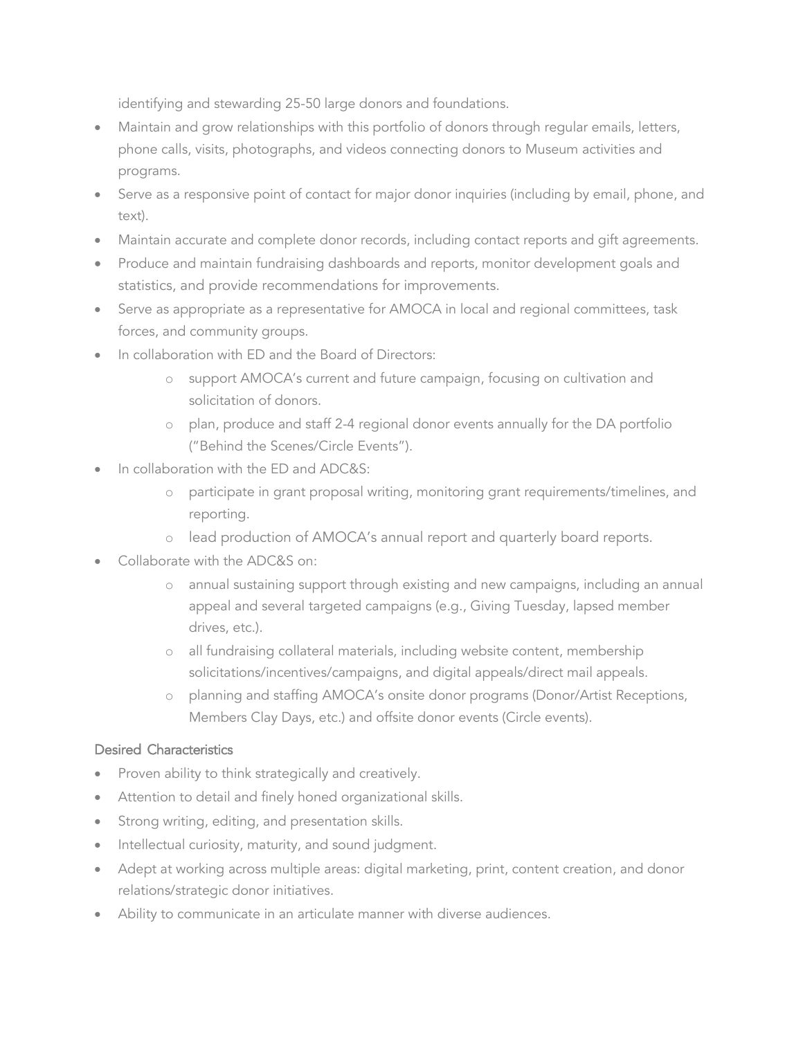identifying and stewarding 25-50 large donors and foundations.

- Maintain and grow relationships with this portfolio of donors through regular emails, letters, phone calls, visits, photographs, and videos connecting donors to Museum activities and programs.
- Serve as a responsive point of contact for major donor inquiries (including by email, phone, and text).
- Maintain accurate and complete donor records, including contact reports and gift agreements.
- Produce and maintain fundraising dashboards and reports, monitor development goals and statistics, and provide recommendations for improvements.
- Serve as appropriate as a representative for AMOCA in local and regional committees, task forces, and community groups.
- In collaboration with ED and the Board of Directors:
    - support AMOCA's current and future campaign, focusing on cultivation and solicitation of donors.
    - plan, produce and staff 2-4 regional donor events annually for the DA portfolio ("Behind the Scenes/Circle Events").
- In collaboration with the ED and ADC&S:
    - participate in grant proposal writing, monitoring grant requirements/timelines, and reporting.
    - lead production of AMOCA's annual report and quarterly board reports.
- Collaborate with the ADC&S on:
    - annual sustaining support through existing and new campaigns, including an annual appeal and several targeted campaigns (e.g., Giving Tuesday, lapsed member drives, etc.).
    - all fundraising collateral materials, including website content, membership solicitations/incentives/campaigns, and digital appeals/direct mail appeals.
    - planning and staffing AMOCA's onsite donor programs (Donor/Artist Receptions, Members Clay Days, etc.) and offsite donor events (Circle events).

### Desired Characteristics

- Proven ability to think strategically and creatively.
- Attention to detail and finely honed organizational skills.
- Strong writing, editing, and presentation skills.
- Intellectual curiosity, maturity, and sound judgment.
- Adept at working across multiple areas: digital marketing, print, content creation, and donor relations/strategic donor initiatives.
- Ability to communicate in an articulate manner with diverse audiences.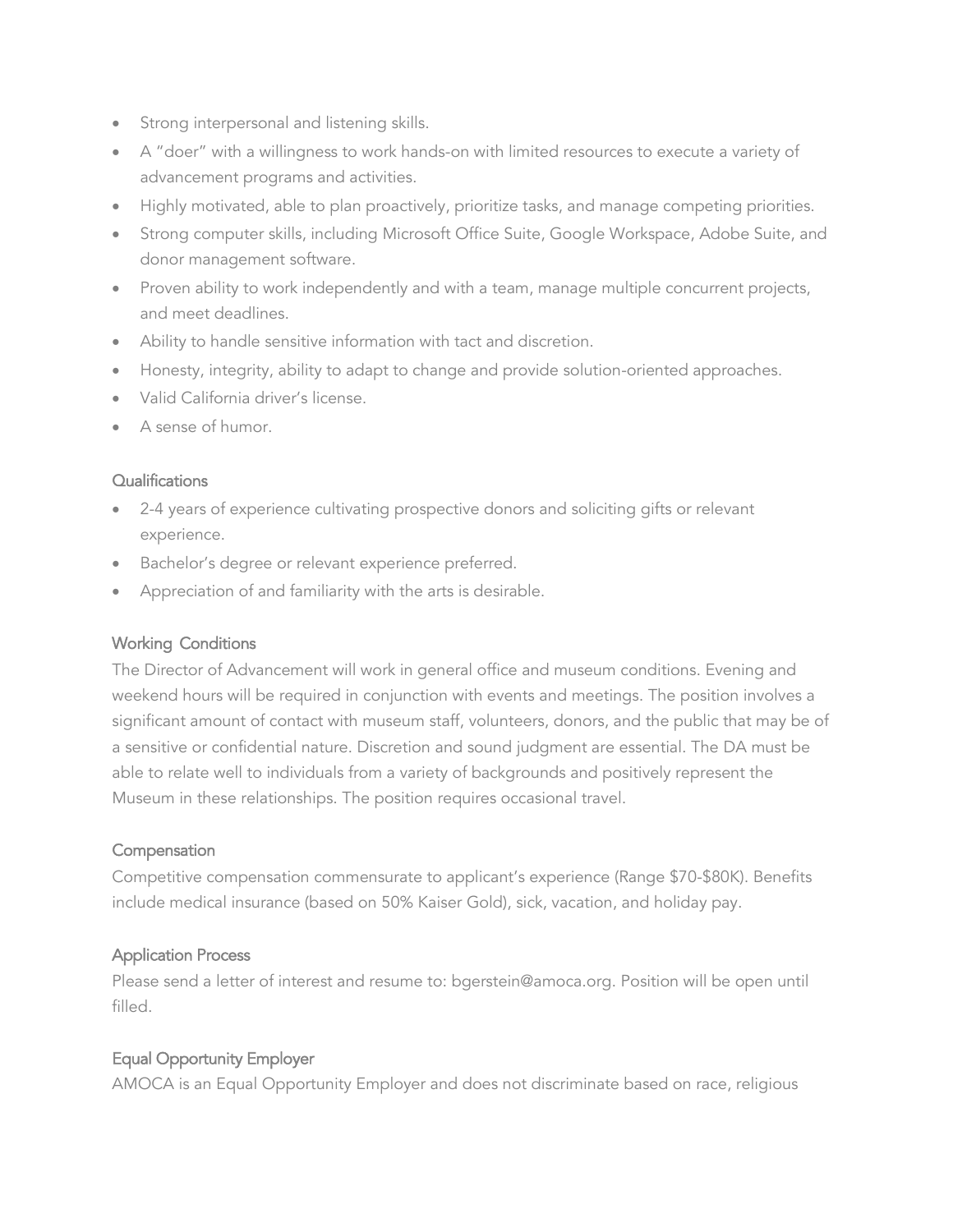- Strong interpersonal and listening skills.
- A "doer" with a willingness to work hands-on with limited resources to execute a variety of advancement programs and activities.
- Highly motivated, able to plan proactively, prioritize tasks, and manage competing priorities.
- Strong computer skills, including Microsoft Office Suite, Google Workspace, Adobe Suite, and donor management software.
- Proven ability to work independently and with a team, manage multiple concurrent projects, and meet deadlines.
- Ability to handle sensitive information with tact and discretion.
- Honesty, integrity, ability to adapt to change and provide solution-oriented approaches.
- Valid California driver's license.
- A sense of humor.

### Qualifications

- 2-4 years of experience cultivating prospective donors and soliciting gifts or relevant experience.
- Bachelor's degree or relevant experience preferred.
- Appreciation of and familiarity with the arts is desirable.

### Working Conditions

The Director of Advancement will work in general office and museum conditions. Evening and weekend hours will be required in conjunction with events and meetings. The position involves a significant amount of contact with museum staff, volunteers, donors, and the public that may be of a sensitive or confidential nature. Discretion and sound judgment are essential. The DA must be able to relate well to individuals from a variety of backgrounds and positively represent the Museum in these relationships. The position requires occasional travel.

### Compensation

Competitive compensation commensurate to applicant's experience (Range $70-$80K). Benefits include medical insurance (based on 50% Kaiser Gold), sick, vacation, and holiday pay.

### Application Process

Please send a letter of interest and resume to: bgerstein@amoca.org. Position will be open until filled.

### Equal Opportunity Employer

AMOCA is an Equal Opportunity Employer and does not discriminate based on race, religious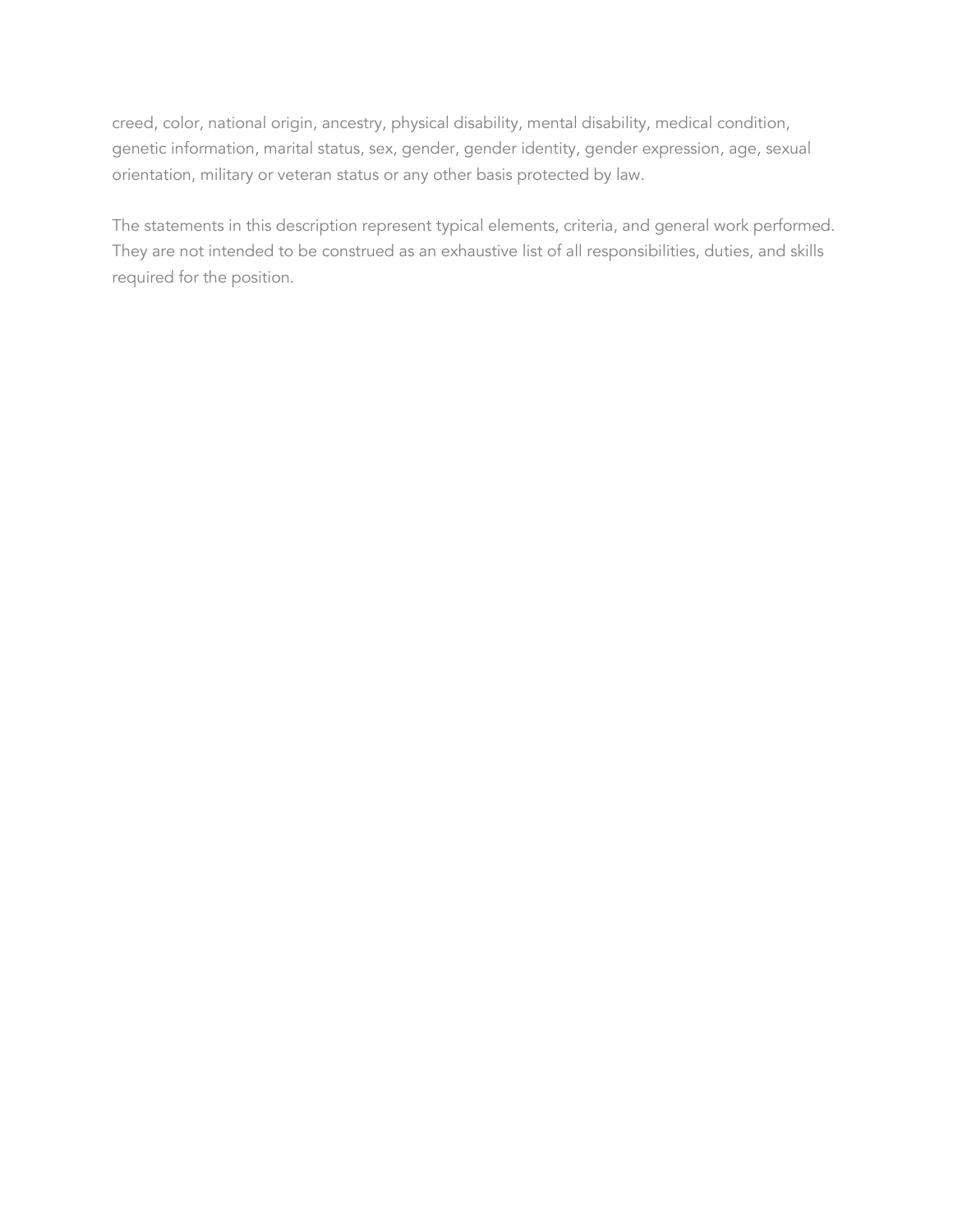creed, color, national origin, ancestry, physical disability, mental disability, medical condition, genetic information, marital status, sex, gender, gender identity, gender expression, age, sexual orientation, military or veteran status or any other basis protected by law.

The statements in this description represent typical elements, criteria, and general work performed. They are not intended to be construed as an exhaustive list of all responsibilities, duties, and skills required for the position.